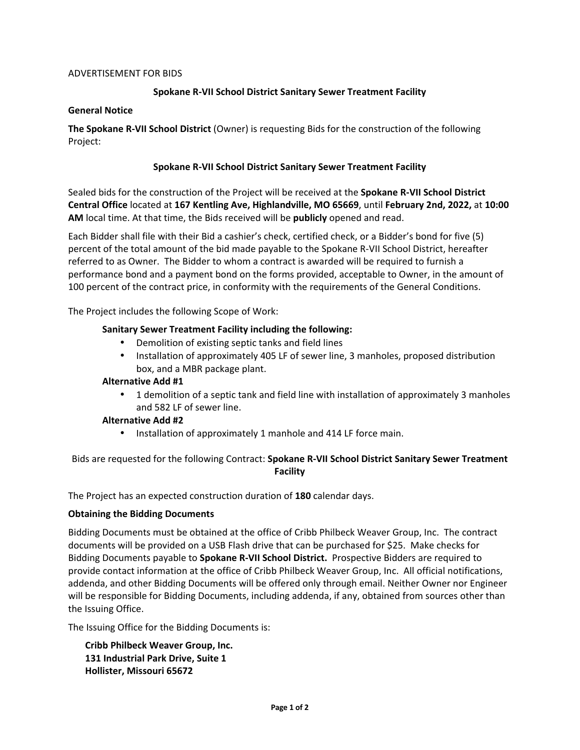ADVERTISEMENT FOR BIDS

**Spokane R-VII School District Sanitary Sewer Treatment Facility**

**General Notice**

**The Spokane R-VII School District** (Owner) is requesting Bids for the construction of the following Project:

**Spokane R-VII School District Sanitary Sewer Treatment Facility**

Sealed bids for the construction of the Project will be received at the **Spokane R-VII School District Central Office** located at **167 Kentling Ave, Highlandville, MO 65669**, until **February 2nd, 2022,** at **10:00 AM** local time. At that time, the Bids received will be **publicly** opened and read.

Each Bidder shall file with their Bid a cashier's check, certified check, or a Bidder's bond for five (5) percent of the total amount of the bid made payable to the Spokane R-VII School District, hereafter referred to as Owner. The Bidder to whom a contract is awarded will be required to furnish a performance bond and a payment bond on the forms provided, acceptable to Owner, in the amount of 100 percent of the contract price, in conformity with the requirements of the General Conditions.

The Project includes the following Scope of Work:

**Sanitary Sewer Treatment Facility including the following:**

- Demolition of existing septic tanks and field lines
- Installation of approximately 405 LF of sewer line, 3 manholes, proposed distribution box, and a MBR package plant.

**Alternative Add #1**

- 1 demolition of a septic tank and field line with installation of approximately 3 manholes and 582 LF of sewer line.

**Alternative Add #2**

- Installation of approximately 1 manhole and 414 LF force main.

Bids are requested for the following Contract: **Spokane R-VII School District Sanitary Sewer Treatment Facility**

The Project has an expected construction duration of **180** calendar days.

**Obtaining the Bidding Documents**

Bidding Documents must be obtained at the office of Cribb Philbeck Weaver Group, Inc. The contract documents will be provided on a USB Flash drive that can be purchased for $25. Make checks for Bidding Documents payable to **Spokane R-VII School District.** Prospective Bidders are required to provide contact information at the office of Cribb Philbeck Weaver Group, Inc. All official notifications, addenda, and other Bidding Documents will be offered only through email. Neither Owner nor Engineer will be responsible for Bidding Documents, including addenda, if any, obtained from sources other than the Issuing Office.

The Issuing Office for the Bidding Documents is:

**Cribb Philbeck Weaver Group, Inc.**
**131 Industrial Park Drive, Suite 1**
**Hollister, Missouri 65672**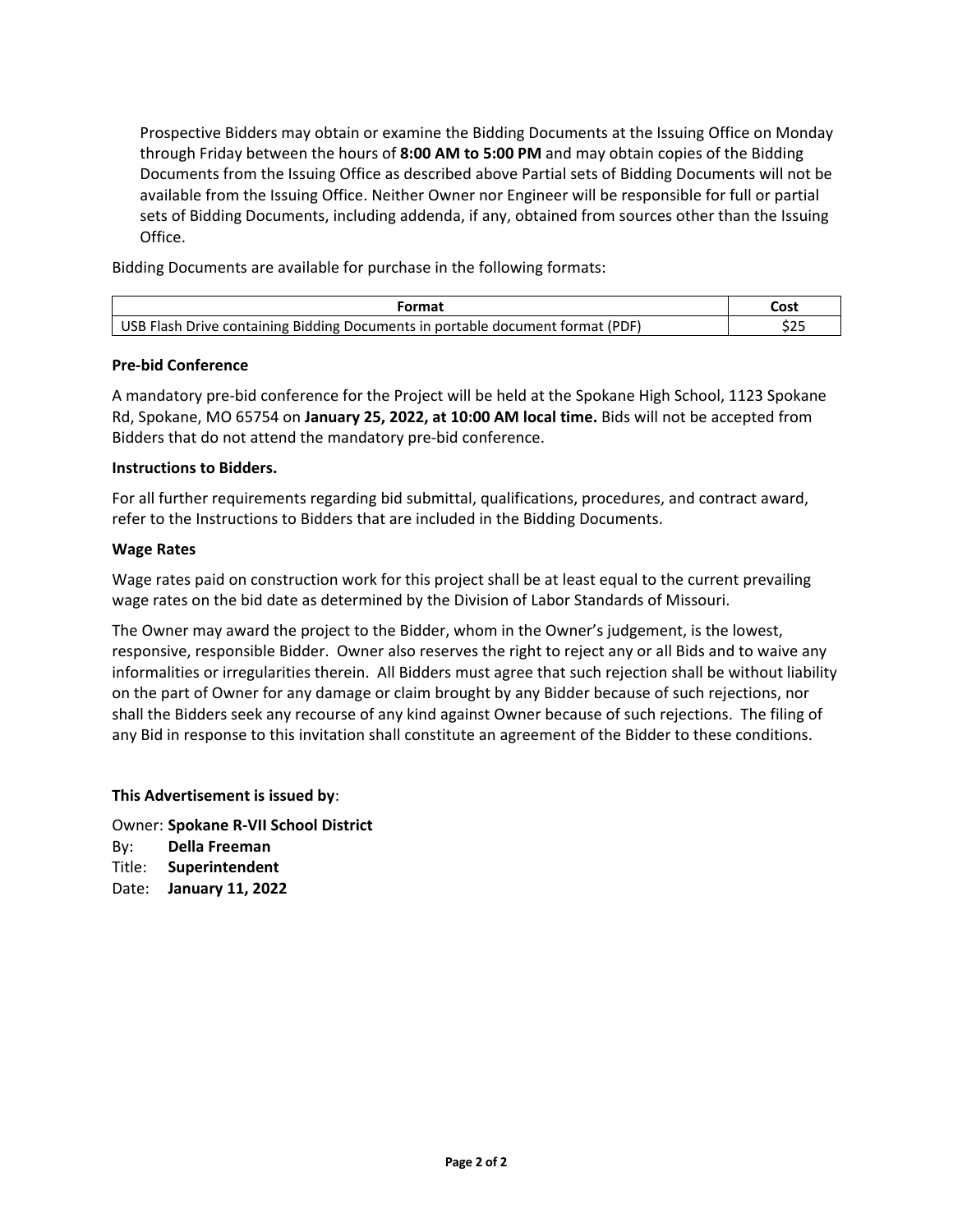Prospective Bidders may obtain or examine the Bidding Documents at the Issuing Office on Monday through Friday between the hours of **8:00 AM to 5:00 PM** and may obtain copies of the Bidding Documents from the Issuing Office as described above Partial sets of Bidding Documents will not be available from the Issuing Office. Neither Owner nor Engineer will be responsible for full or partial sets of Bidding Documents, including addenda, if any, obtained from sources other than the Issuing Office.

Bidding Documents are available for purchase in the following formats:

| Format | Cost |
|---|---|
| USB Flash Drive containing Bidding Documents in portable document format (PDF) | $25 |

**Pre-bid Conference**

A mandatory pre-bid conference for the Project will be held at the Spokane High School, 1123 Spokane Rd, Spokane, MO 65754 on **January 25, 2022, at 10:00 AM local time.** Bids will not be accepted from Bidders that do not attend the mandatory pre-bid conference.

**Instructions to Bidders.**

For all further requirements regarding bid submittal, qualifications, procedures, and contract award, refer to the Instructions to Bidders that are included in the Bidding Documents.

**Wage Rates**

Wage rates paid on construction work for this project shall be at least equal to the current prevailing wage rates on the bid date as determined by the Division of Labor Standards of Missouri.

The Owner may award the project to the Bidder, whom in the Owner's judgement, is the lowest, responsive, responsible Bidder. Owner also reserves the right to reject any or all Bids and to waive any informalities or irregularities therein. All Bidders must agree that such rejection shall be without liability on the part of Owner for any damage or claim brought by any Bidder because of such rejections, nor shall the Bidders seek any recourse of any kind against Owner because of such rejections. The filing of any Bid in response to this invitation shall constitute an agreement of the Bidder to these conditions.

**This Advertisement is issued by**:

Owner: **Spokane R-VII School District**
By: **Della Freeman**
Title: **Superintendent**
Date: **January 11, 2022**